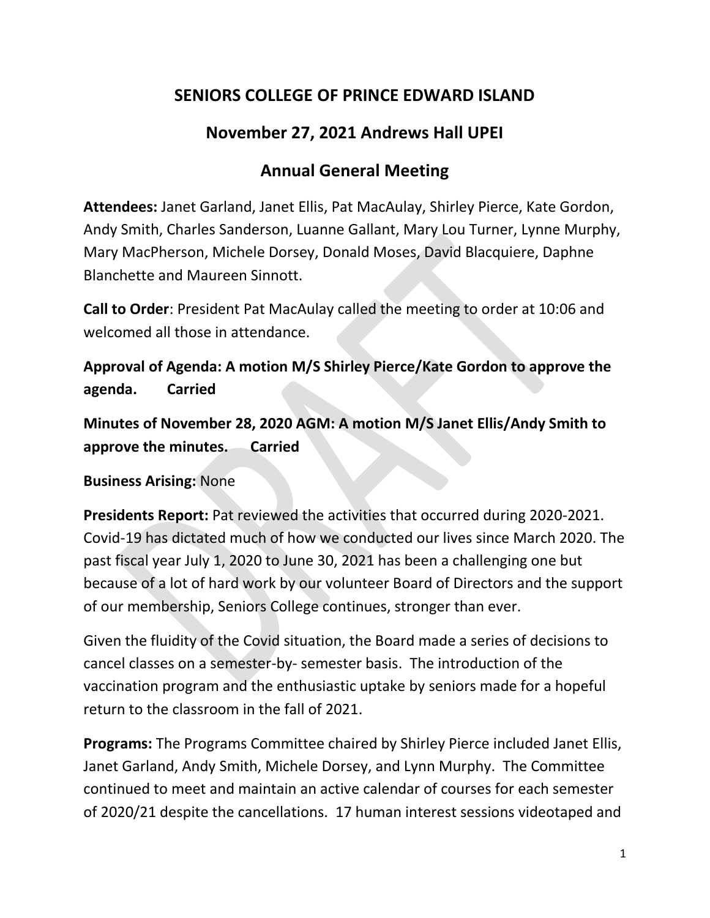# SENIORS COLLEGE OF PRINCE EDWARD ISLAND

## November 27, 2021 Andrews Hall UPEI

## Annual General Meeting

**Attendees:** Janet Garland, Janet Ellis, Pat MacAulay, Shirley Pierce, Kate Gordon, Andy Smith, Charles Sanderson, Luanne Gallant, Mary Lou Turner, Lynne Murphy, Mary MacPherson, Michele Dorsey, Donald Moses, David Blacquiere, Daphne Blanchette and Maureen Sinnott.

**Call to Order**: President Pat MacAulay called the meeting to order at 10:06 and welcomed all those in attendance.

**Approval of Agenda: A motion M/S Shirley Pierce/Kate Gordon to approve the agenda. Carried**

**Minutes of November 28, 2020 AGM: A motion M/S Janet Ellis/Andy Smith to approve the minutes. Carried**

**Business Arising:** None

**Presidents Report:** Pat reviewed the activities that occurred during 2020-2021. Covid-19 has dictated much of how we conducted our lives since March 2020. The past fiscal year July 1, 2020 to June 30, 2021 has been a challenging one but because of a lot of hard work by our volunteer Board of Directors and the support of our membership, Seniors College continues, stronger than ever.

Given the fluidity of the Covid situation, the Board made a series of decisions to cancel classes on a semester-by- semester basis. The introduction of the vaccination program and the enthusiastic uptake by seniors made for a hopeful return to the classroom in the fall of 2021.

**Programs:** The Programs Committee chaired by Shirley Pierce included Janet Ellis, Janet Garland, Andy Smith, Michele Dorsey, and Lynn Murphy. The Committee continued to meet and maintain an active calendar of courses for each semester of 2020/21 despite the cancellations. 17 human interest sessions videotaped and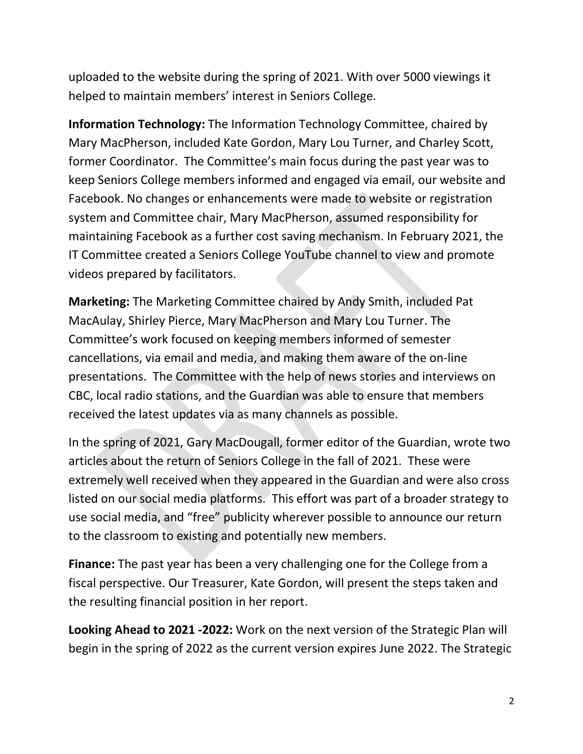uploaded to the website during the spring of 2021. With over 5000 viewings it helped to maintain members' interest in Seniors College.

**Information Technology:** The Information Technology Committee, chaired by Mary MacPherson, included Kate Gordon, Mary Lou Turner, and Charley Scott, former Coordinator. The Committee's main focus during the past year was to keep Seniors College members informed and engaged via email, our website and Facebook. No changes or enhancements were made to website or registration system and Committee chair, Mary MacPherson, assumed responsibility for maintaining Facebook as a further cost saving mechanism. In February 2021, the IT Committee created a Seniors College YouTube channel to view and promote videos prepared by facilitators.

**Marketing:** The Marketing Committee chaired by Andy Smith, included Pat MacAulay, Shirley Pierce, Mary MacPherson and Mary Lou Turner. The Committee's work focused on keeping members informed of semester cancellations, via email and media, and making them aware of the on-line presentations. The Committee with the help of news stories and interviews on CBC, local radio stations, and the Guardian was able to ensure that members received the latest updates via as many channels as possible.

In the spring of 2021, Gary MacDougall, former editor of the Guardian, wrote two articles about the return of Seniors College in the fall of 2021. These were extremely well received when they appeared in the Guardian and were also cross listed on our social media platforms. This effort was part of a broader strategy to use social media, and "free" publicity wherever possible to announce our return to the classroom to existing and potentially new members.

**Finance:** The past year has been a very challenging one for the College from a fiscal perspective. Our Treasurer, Kate Gordon, will present the steps taken and the resulting financial position in her report.

**Looking Ahead to 2021 -2022:** Work on the next version of the Strategic Plan will begin in the spring of 2022 as the current version expires June 2022. The Strategic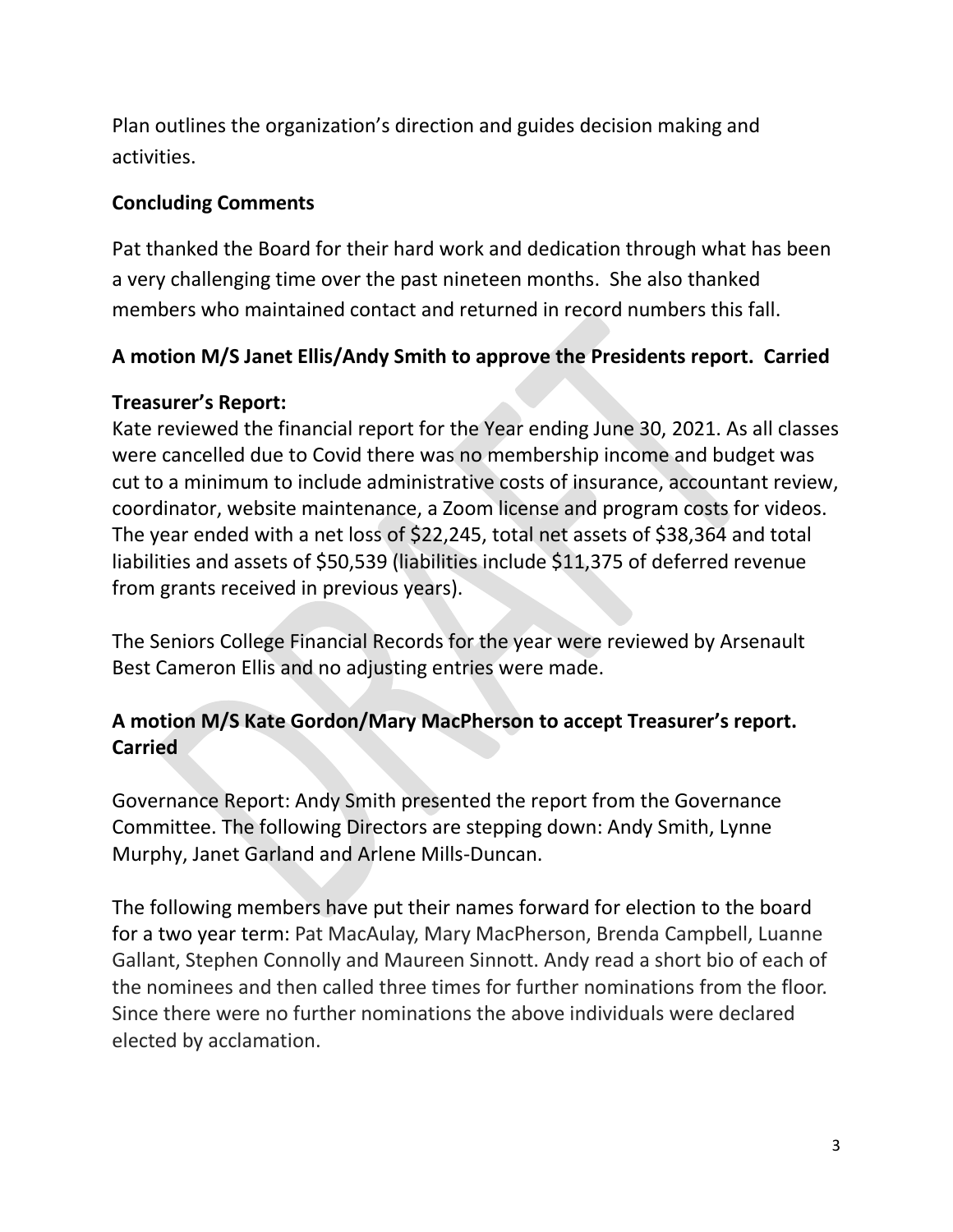Plan outlines the organization's direction and guides decision making and activities.

**Concluding Comments**

Pat thanked the Board for their hard work and dedication through what has been a very challenging time over the past nineteen months. She also thanked members who maintained contact and returned in record numbers this fall.

**A motion M/S Janet Ellis/Andy Smith to approve the Presidents report. Carried**

**Treasurer's Report:**

Kate reviewed the financial report for the Year ending June 30, 2021. As all classes were cancelled due to Covid there was no membership income and budget was cut to a minimum to include administrative costs of insurance, accountant review, coordinator, website maintenance, a Zoom license and program costs for videos. The year ended with a net loss of $22,245, total net assets of $38,364 and total liabilities and assets of $50,539 (liabilities include $11,375 of deferred revenue from grants received in previous years).

The Seniors College Financial Records for the year were reviewed by Arsenault Best Cameron Ellis and no adjusting entries were made.

**A motion M/S Kate Gordon/Mary MacPherson to accept Treasurer's report. Carried**

Governance Report: Andy Smith presented the report from the Governance Committee. The following Directors are stepping down: Andy Smith, Lynne Murphy, Janet Garland and Arlene Mills-Duncan.

The following members have put their names forward for election to the board for a two year term: Pat MacAulay, Mary MacPherson, Brenda Campbell, Luanne Gallant, Stephen Connolly and Maureen Sinnott. Andy read a short bio of each of the nominees and then called three times for further nominations from the floor. Since there were no further nominations the above individuals were declared elected by acclamation.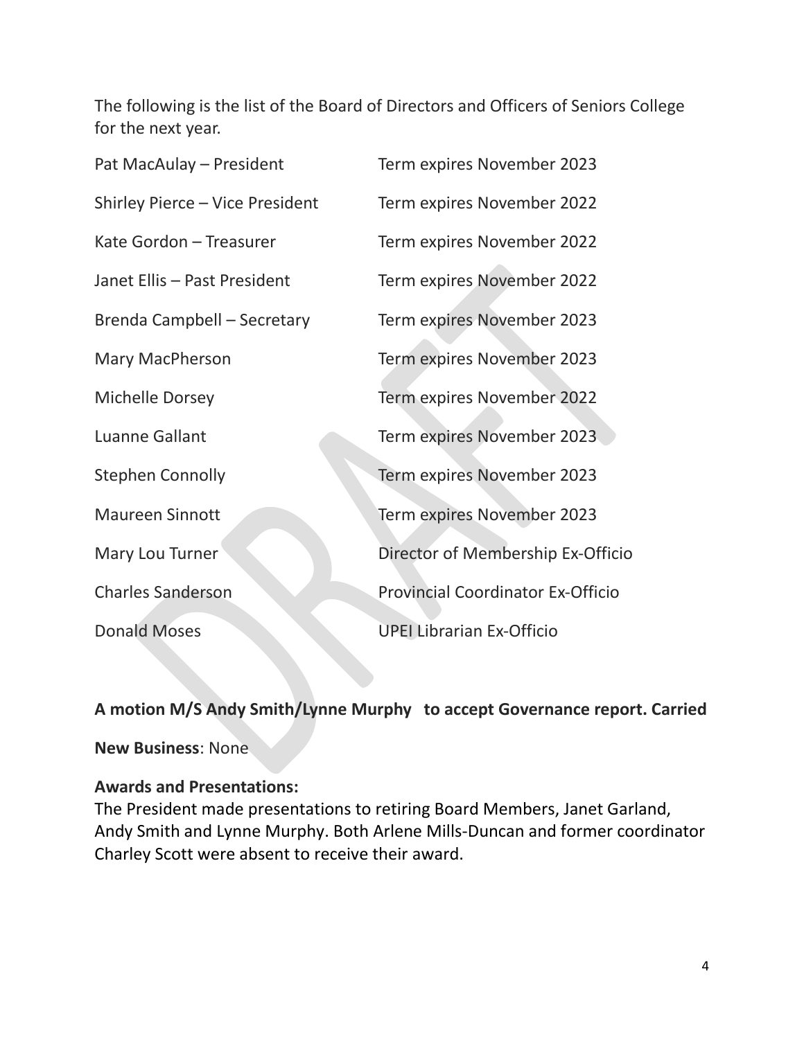The following is the list of the Board of Directors and Officers of Seniors College for the next year.

| | |
|---|---|
| Pat MacAulay – President | Term expires November 2023 |
| Shirley Pierce – Vice President | Term expires November 2022 |
| Kate Gordon – Treasurer | Term expires November 2022 |
| Janet Ellis – Past President | Term expires November 2022 |
| Brenda Campbell – Secretary | Term expires November 2023 |
| Mary MacPherson | Term expires November 2023 |
| Michelle Dorsey | Term expires November 2022 |
| Luanne Gallant | Term expires November 2023 |
| Stephen Connolly | Term expires November 2023 |
| Maureen Sinnott | Term expires November 2023 |
| Mary Lou Turner | Director of Membership Ex-Officio |
| Charles Sanderson | Provincial Coordinator Ex-Officio |
| Donald Moses | UPEI Librarian Ex-Officio |

**A motion M/S Andy Smith/Lynne Murphy to accept Governance report. Carried**

**New Business**: None

**Awards and Presentations:**
The President made presentations to retiring Board Members, Janet Garland, Andy Smith and Lynne Murphy. Both Arlene Mills-Duncan and former coordinator Charley Scott were absent to receive their award.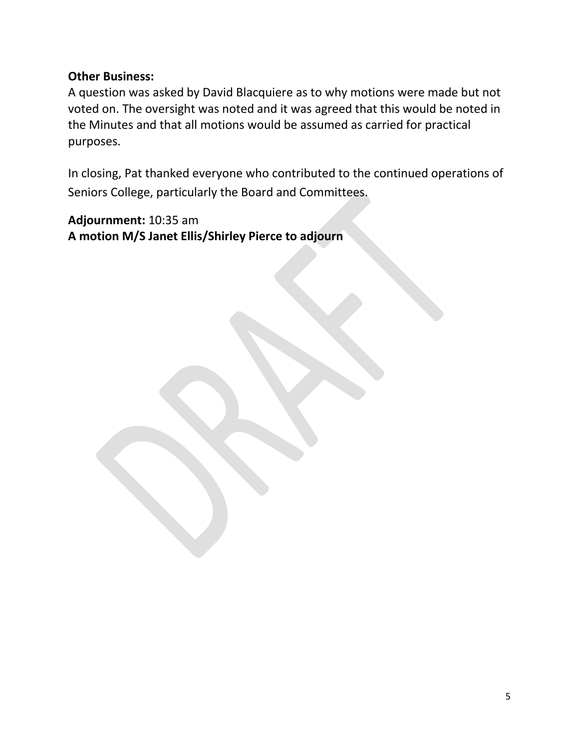**Other Business:**
A question was asked by David Blacquiere as to why motions were made but not voted on. The oversight was noted and it was agreed that this would be noted in the Minutes and that all motions would be assumed as carried for practical purposes.

In closing, Pat thanked everyone who contributed to the continued operations of Seniors College, particularly the Board and Committees.

**Adjournment:** 10:35 am
**A motion M/S Janet Ellis/Shirley Pierce to adjourn**